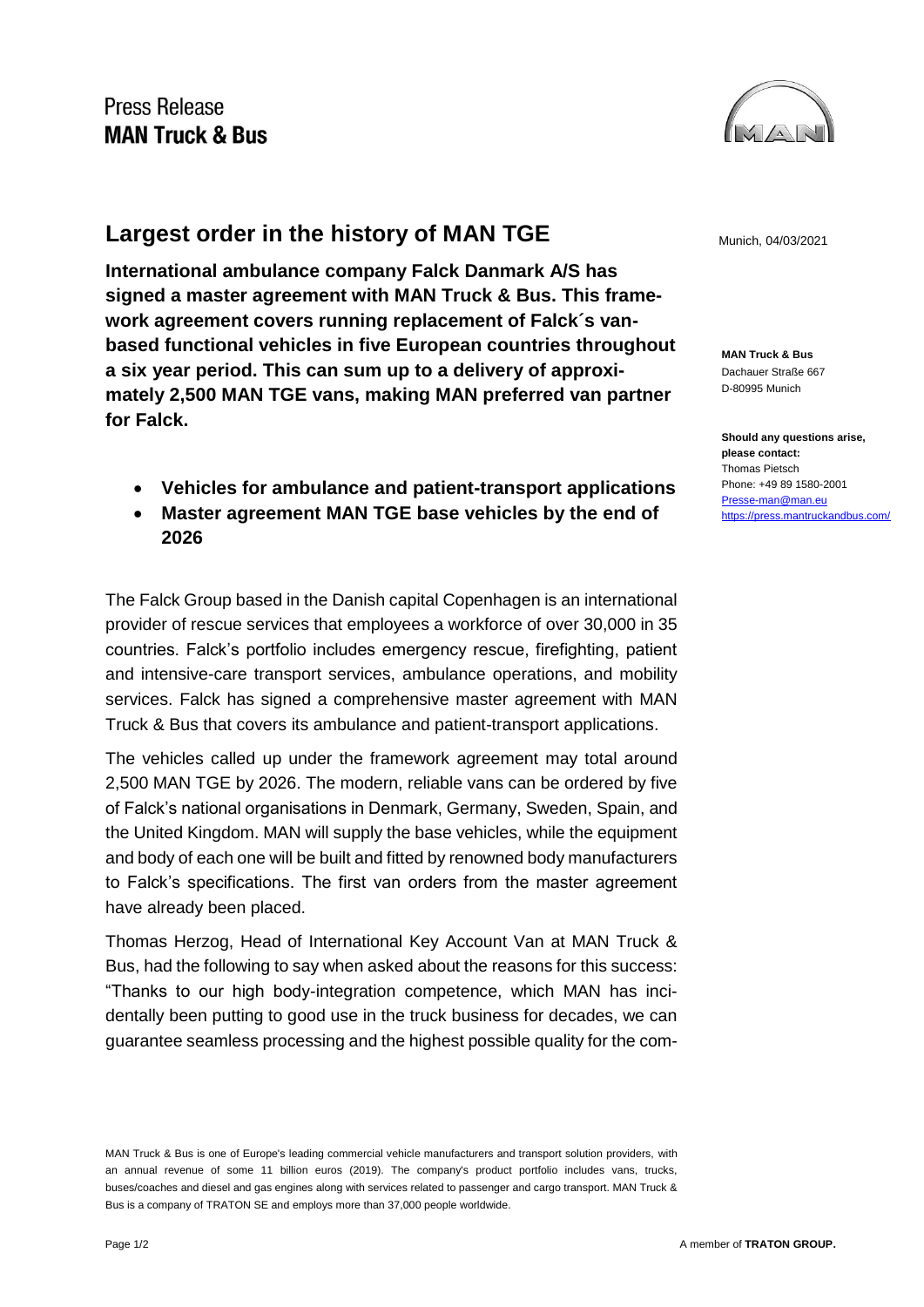Press Release
**MAN Truck & Bus**

# Largest order in the history of MAN TGE

Munich, 04/03/2021

**International ambulance company Falck Danmark A/S has signed a master agreement with MAN Truck & Bus. This framework agreement covers running replacement of Falck´s van-based functional vehicles in five European countries throughout a six year period. This can sum up to a delivery of approximately 2,500 MAN TGE vans, making MAN preferred van partner for Falck.**

- **Vehicles for ambulance and patient-transport applications**
- **Master agreement MAN TGE base vehicles by the end of 2026**

The Falck Group based in the Danish capital Copenhagen is an international provider of rescue services that employees a workforce of over 30,000 in 35 countries. Falck's portfolio includes emergency rescue, firefighting, patient and intensive-care transport services, ambulance operations, and mobility services. Falck has signed a comprehensive master agreement with MAN Truck & Bus that covers its ambulance and patient-transport applications.

The vehicles called up under the framework agreement may total around 2,500 MAN TGE by 2026. The modern, reliable vans can be ordered by five of Falck's national organisations in Denmark, Germany, Sweden, Spain, and the United Kingdom. MAN will supply the base vehicles, while the equipment and body of each one will be built and fitted by renowned body manufacturers to Falck's specifications. The first van orders from the master agreement have already been placed.

Thomas Herzog, Head of International Key Account Van at MAN Truck & Bus, had the following to say when asked about the reasons for this success: "Thanks to our high body-integration competence, which MAN has incidentally been putting to good use in the truck business for decades, we can guarantee seamless processing and the highest possible quality for the com-

**MAN Truck & Bus**
Dachauer Straße 667
D-80995 Munich

**Should any questions arise, please contact:**
Thomas Pietsch
Phone: +49 89 1580-2001
Presse-man@man.eu
https://press.mantruckandbus.com/

MAN Truck & Bus is one of Europe's leading commercial vehicle manufacturers and transport solution providers, with an annual revenue of some 11 billion euros (2019). The company's product portfolio includes vans, trucks, buses/coaches and diesel and gas engines along with services related to passenger and cargo transport. MAN Truck & Bus is a company of TRATON SE and employs more than 37,000 people worldwide.

A member of **TRATON GROUP.**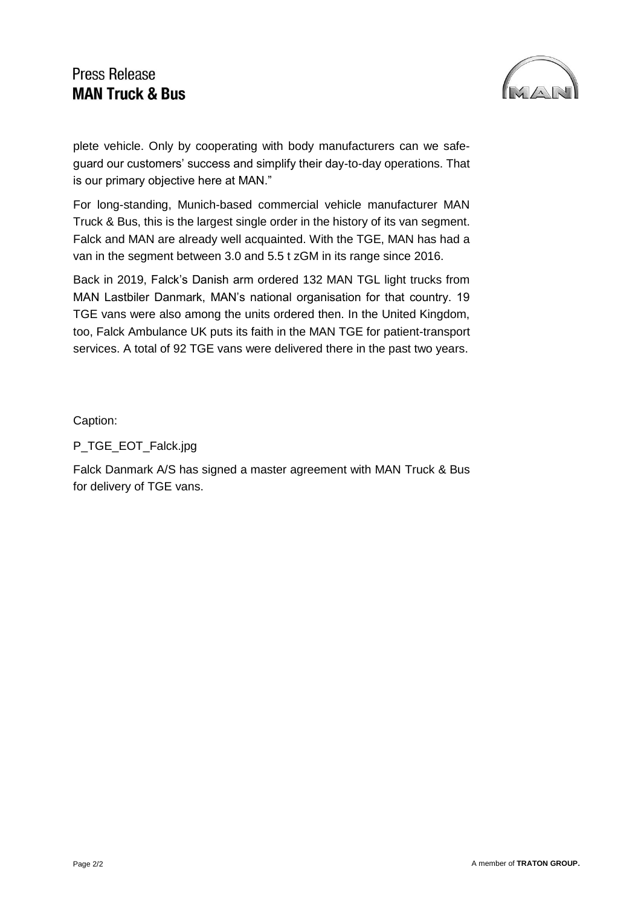plete vehicle. Only by cooperating with body manufacturers can we safeguard our customers' success and simplify their day-to-day operations. That is our primary objective here at MAN."

For long-standing, Munich-based commercial vehicle manufacturer MAN Truck & Bus, this is the largest single order in the history of its van segment. Falck and MAN are already well acquainted. With the TGE, MAN has had a van in the segment between 3.0 and 5.5 t zGM in its range since 2016.

Back in 2019, Falck's Danish arm ordered 132 MAN TGL light trucks from MAN Lastbiler Danmark, MAN's national organisation for that country. 19 TGE vans were also among the units ordered then. In the United Kingdom, too, Falck Ambulance UK puts its faith in the MAN TGE for patient-transport services. A total of 92 TGE vans were delivered there in the past two years.

Caption:

P_TGE_EOT_Falck.jpg

Falck Danmark A/S has signed a master agreement with MAN Truck & Bus for delivery of TGE vans.